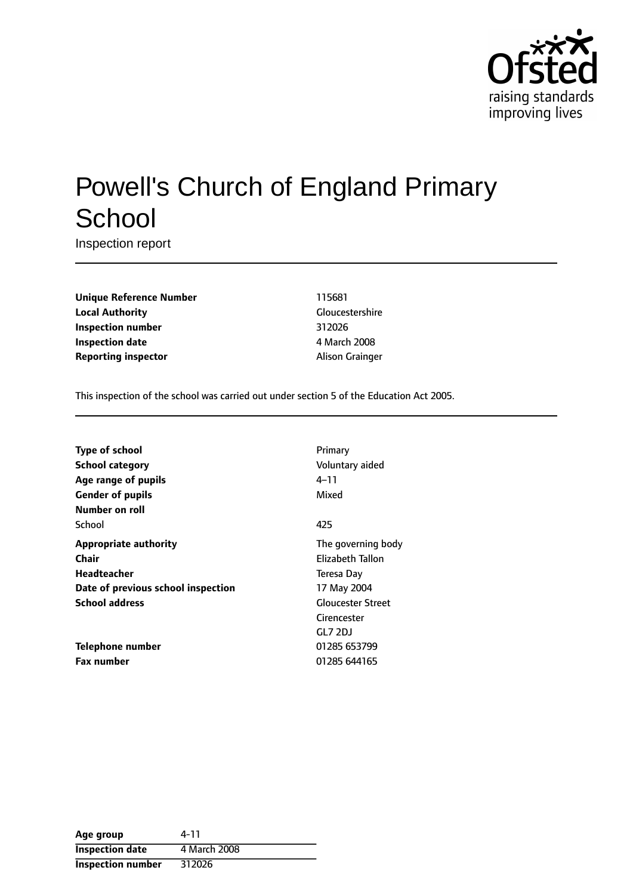# Powell's Church of England Primary School

Inspection report

| | |
|---|---|
| **Unique Reference Number** | 115681 |
| **Local Authority** | Gloucestershire |
| **Inspection number** | 312026 |
| **Inspection date** | 4 March 2008 |
| **Reporting inspector** | Alison Grainger |

This inspection of the school was carried out under section 5 of the Education Act 2005.

| | |
|---|---|
| **Type of school** | Primary |
| **School category** | Voluntary aided |
| **Age range of pupils** | 4–11 |
| **Gender of pupils** | Mixed |
| **Number on roll** | |
| School | 425 |
| **Appropriate authority** | The governing body |
| **Chair** | Elizabeth Tallon |
| **Headteacher** | Teresa Day |
| **Date of previous school inspection** | 17 May 2004 |
| **School address** | Gloucester Street<br>Cirencester<br>GL7 2DJ |
| **Telephone number** | 01285 653799 |
| **Fax number** | 01285 644165 |

| | |
|---|---|
| **Age group** | 4-11 |
| **Inspection date** | 4 March 2008 |
| **Inspection number** | 312026 |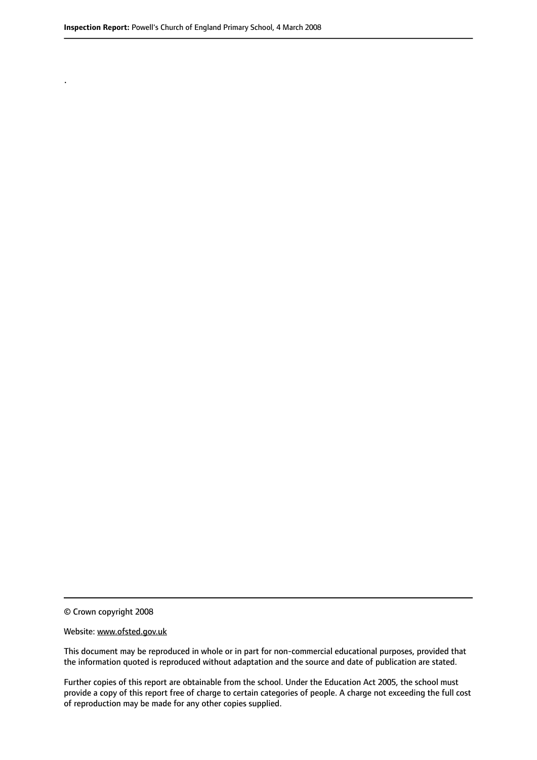.

© Crown copyright 2008

Website: www.ofsted.gov.uk

This document may be reproduced in whole or in part for non-commercial educational purposes, provided that the information quoted is reproduced without adaptation and the source and date of publication are stated.

Further copies of this report are obtainable from the school. Under the Education Act 2005, the school must provide a copy of this report free of charge to certain categories of people. A charge not exceeding the full cost of reproduction may be made for any other copies supplied.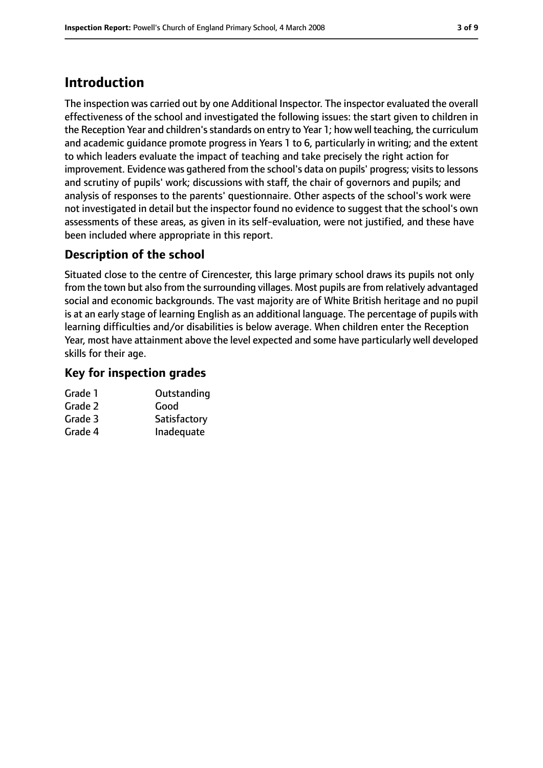# Introduction

The inspection was carried out by one Additional Inspector. The inspector evaluated the overall effectiveness of the school and investigated the following issues: the start given to children in the Reception Year and children's standards on entry to Year 1; how well teaching, the curriculum and academic guidance promote progress in Years 1 to 6, particularly in writing; and the extent to which leaders evaluate the impact of teaching and take precisely the right action for improvement. Evidence was gathered from the school's data on pupils' progress; visits to lessons and scrutiny of pupils' work; discussions with staff, the chair of governors and pupils; and analysis of responses to the parents' questionnaire. Other aspects of the school's work were not investigated in detail but the inspector found no evidence to suggest that the school's own assessments of these areas, as given in its self-evaluation, were not justified, and these have been included where appropriate in this report.

## Description of the school

Situated close to the centre of Cirencester, this large primary school draws its pupils not only from the town but also from the surrounding villages. Most pupils are from relatively advantaged social and economic backgrounds. The vast majority are of White British heritage and no pupil is at an early stage of learning English as an additional language. The percentage of pupils with learning difficulties and/or disabilities is below average. When children enter the Reception Year, most have attainment above the level expected and some have particularly well developed skills for their age.

## Key for inspection grades

| | |
|---|---|
| Grade 1 | Outstanding |
| Grade 2 | Good |
| Grade 3 | Satisfactory |
| Grade 4 | Inadequate |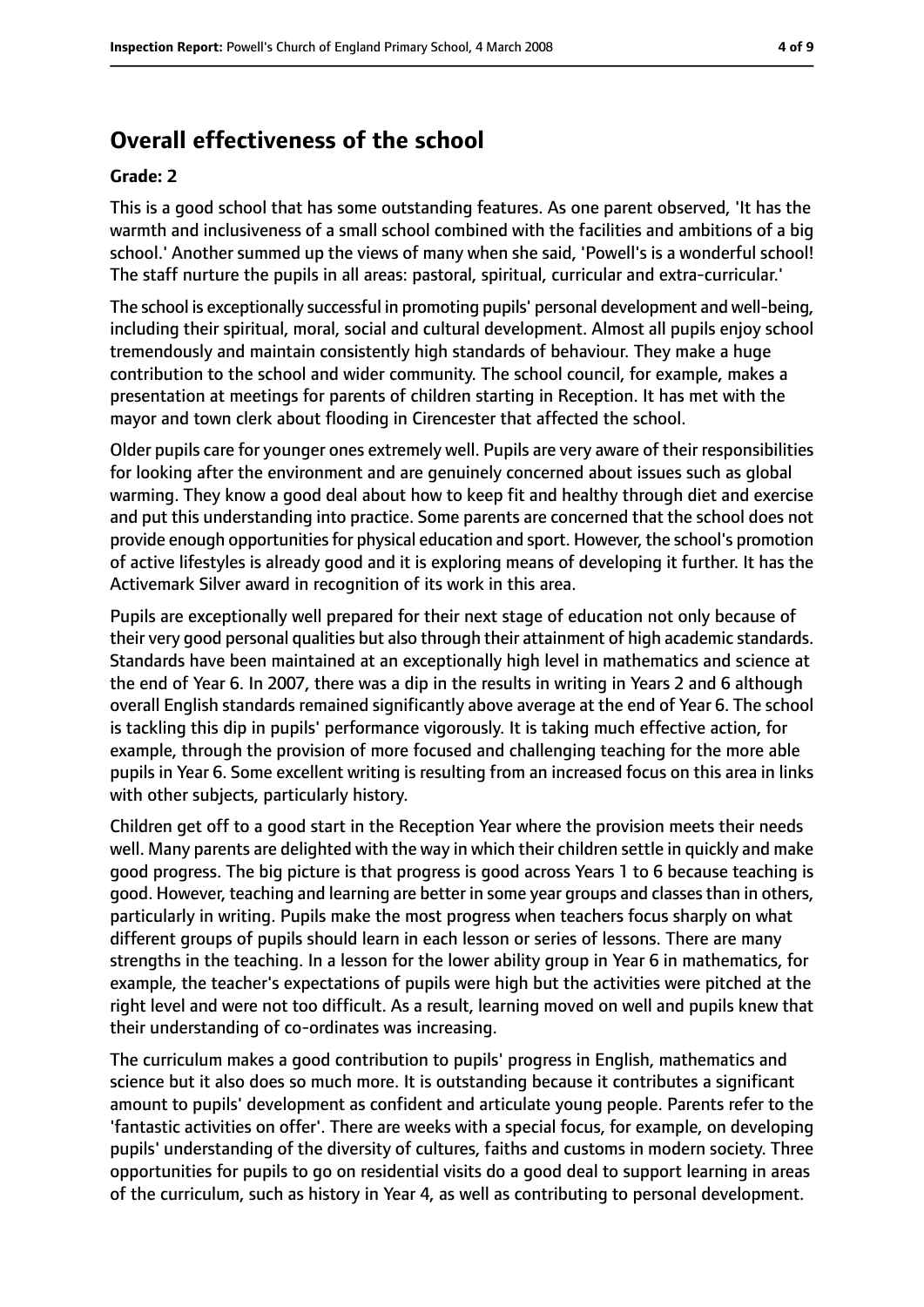## Overall effectiveness of the school

### Grade: 2

This is a good school that has some outstanding features. As one parent observed, 'It has the warmth and inclusiveness of a small school combined with the facilities and ambitions of a big school.' Another summed up the views of many when she said, 'Powell's is a wonderful school! The staff nurture the pupils in all areas: pastoral, spiritual, curricular and extra-curricular.'

The school is exceptionally successful in promoting pupils' personal development and well-being, including their spiritual, moral, social and cultural development. Almost all pupils enjoy school tremendously and maintain consistently high standards of behaviour. They make a huge contribution to the school and wider community. The school council, for example, makes a presentation at meetings for parents of children starting in Reception. It has met with the mayor and town clerk about flooding in Cirencester that affected the school.

Older pupils care for younger ones extremely well. Pupils are very aware of their responsibilities for looking after the environment and are genuinely concerned about issues such as global warming. They know a good deal about how to keep fit and healthy through diet and exercise and put this understanding into practice. Some parents are concerned that the school does not provide enough opportunities for physical education and sport. However, the school's promotion of active lifestyles is already good and it is exploring means of developing it further. It has the Activemark Silver award in recognition of its work in this area.

Pupils are exceptionally well prepared for their next stage of education not only because of their very good personal qualities but also through their attainment of high academic standards. Standards have been maintained at an exceptionally high level in mathematics and science at the end of Year 6. In 2007, there was a dip in the results in writing in Years 2 and 6 although overall English standards remained significantly above average at the end of Year 6. The school is tackling this dip in pupils' performance vigorously. It is taking much effective action, for example, through the provision of more focused and challenging teaching for the more able pupils in Year 6. Some excellent writing is resulting from an increased focus on this area in links with other subjects, particularly history.

Children get off to a good start in the Reception Year where the provision meets their needs well. Many parents are delighted with the way in which their children settle in quickly and make good progress. The big picture is that progress is good across Years 1 to 6 because teaching is good. However, teaching and learning are better in some year groups and classes than in others, particularly in writing. Pupils make the most progress when teachers focus sharply on what different groups of pupils should learn in each lesson or series of lessons. There are many strengths in the teaching. In a lesson for the lower ability group in Year 6 in mathematics, for example, the teacher's expectations of pupils were high but the activities were pitched at the right level and were not too difficult. As a result, learning moved on well and pupils knew that their understanding of co-ordinates was increasing.

The curriculum makes a good contribution to pupils' progress in English, mathematics and science but it also does so much more. It is outstanding because it contributes a significant amount to pupils' development as confident and articulate young people. Parents refer to the 'fantastic activities on offer'. There are weeks with a special focus, for example, on developing pupils' understanding of the diversity of cultures, faiths and customs in modern society. Three opportunities for pupils to go on residential visits do a good deal to support learning in areas of the curriculum, such as history in Year 4, as well as contributing to personal development.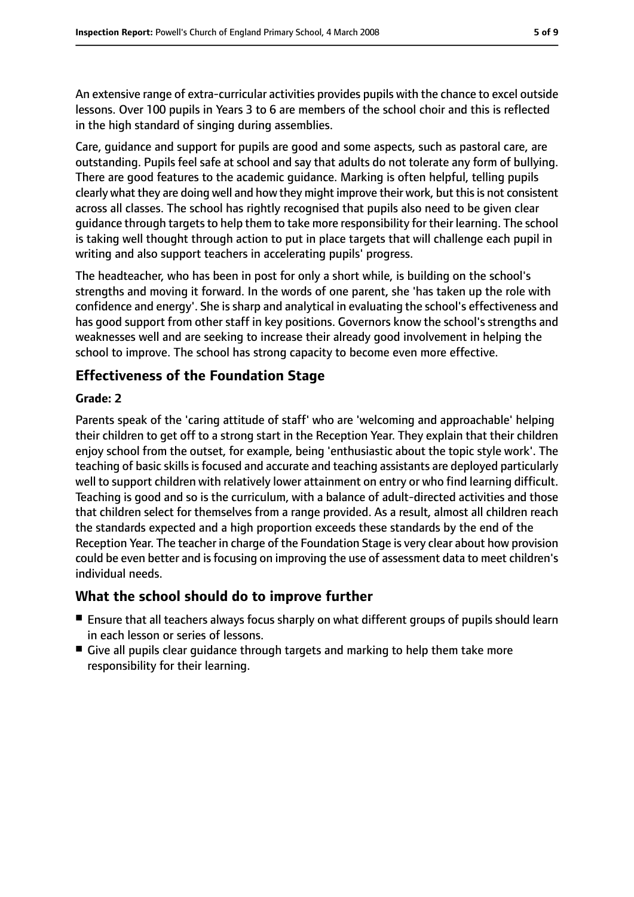An extensive range of extra-curricular activities provides pupils with the chance to excel outside lessons. Over 100 pupils in Years 3 to 6 are members of the school choir and this is reflected in the high standard of singing during assemblies.

Care, guidance and support for pupils are good and some aspects, such as pastoral care, are outstanding. Pupils feel safe at school and say that adults do not tolerate any form of bullying. There are good features to the academic guidance. Marking is often helpful, telling pupils clearly what they are doing well and how they might improve their work, but this is not consistent across all classes. The school has rightly recognised that pupils also need to be given clear guidance through targets to help them to take more responsibility for their learning. The school is taking well thought through action to put in place targets that will challenge each pupil in writing and also support teachers in accelerating pupils' progress.

The headteacher, who has been in post for only a short while, is building on the school's strengths and moving it forward. In the words of one parent, she 'has taken up the role with confidence and energy'. She is sharp and analytical in evaluating the school's effectiveness and has good support from other staff in key positions. Governors know the school's strengths and weaknesses well and are seeking to increase their already good involvement in helping the school to improve. The school has strong capacity to become even more effective.

## Effectiveness of the Foundation Stage

**Grade: 2**

Parents speak of the 'caring attitude of staff' who are 'welcoming and approachable' helping their children to get off to a strong start in the Reception Year. They explain that their children enjoy school from the outset, for example, being 'enthusiastic about the topic style work'. The teaching of basic skills is focused and accurate and teaching assistants are deployed particularly well to support children with relatively lower attainment on entry or who find learning difficult. Teaching is good and so is the curriculum, with a balance of adult-directed activities and those that children select for themselves from a range provided. As a result, almost all children reach the standards expected and a high proportion exceeds these standards by the end of the Reception Year. The teacher in charge of the Foundation Stage is very clear about how provision could be even better and is focusing on improving the use of assessment data to meet children's individual needs.

## What the school should do to improve further

- Ensure that all teachers always focus sharply on what different groups of pupils should learn in each lesson or series of lessons.
- Give all pupils clear guidance through targets and marking to help them take more responsibility for their learning.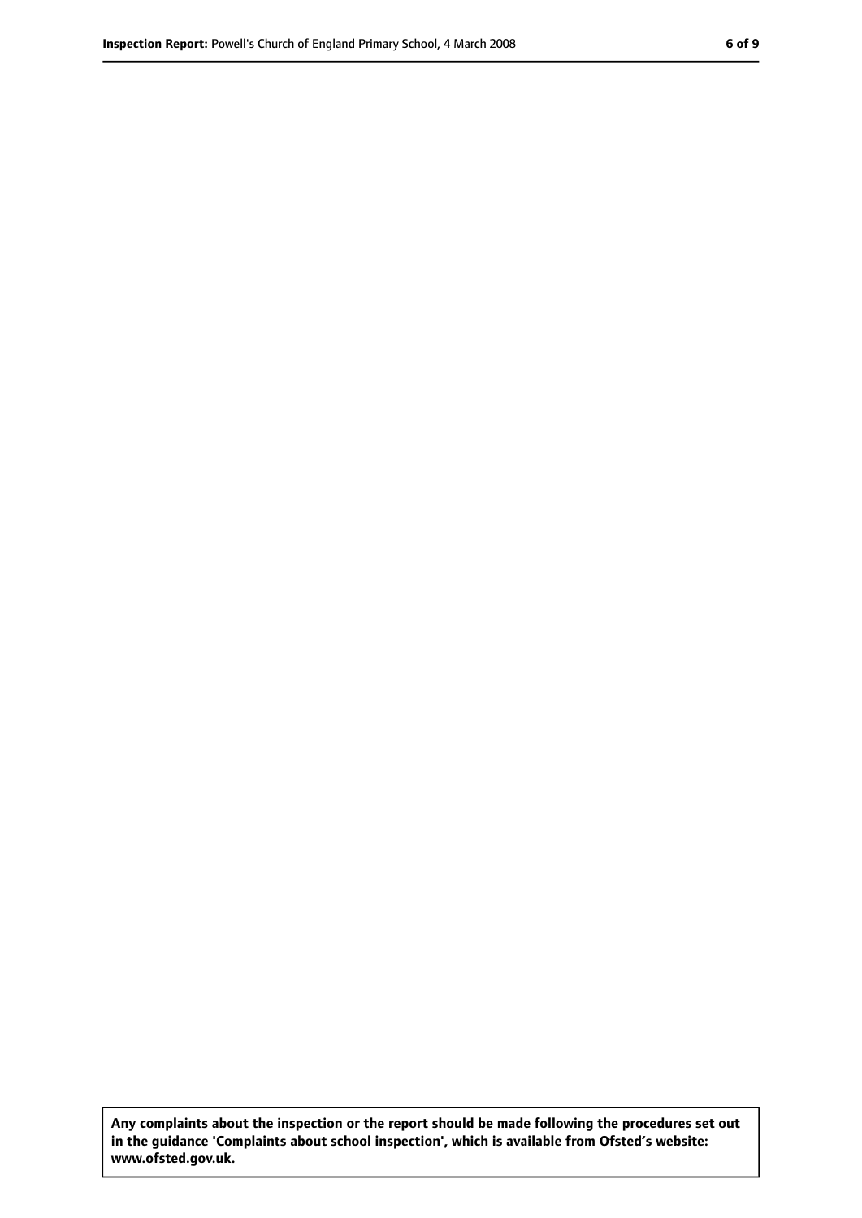**Any complaints about the inspection or the report should be made following the procedures set out in the guidance 'Complaints about school inspection', which is available from Ofsted's website: www.ofsted.gov.uk.**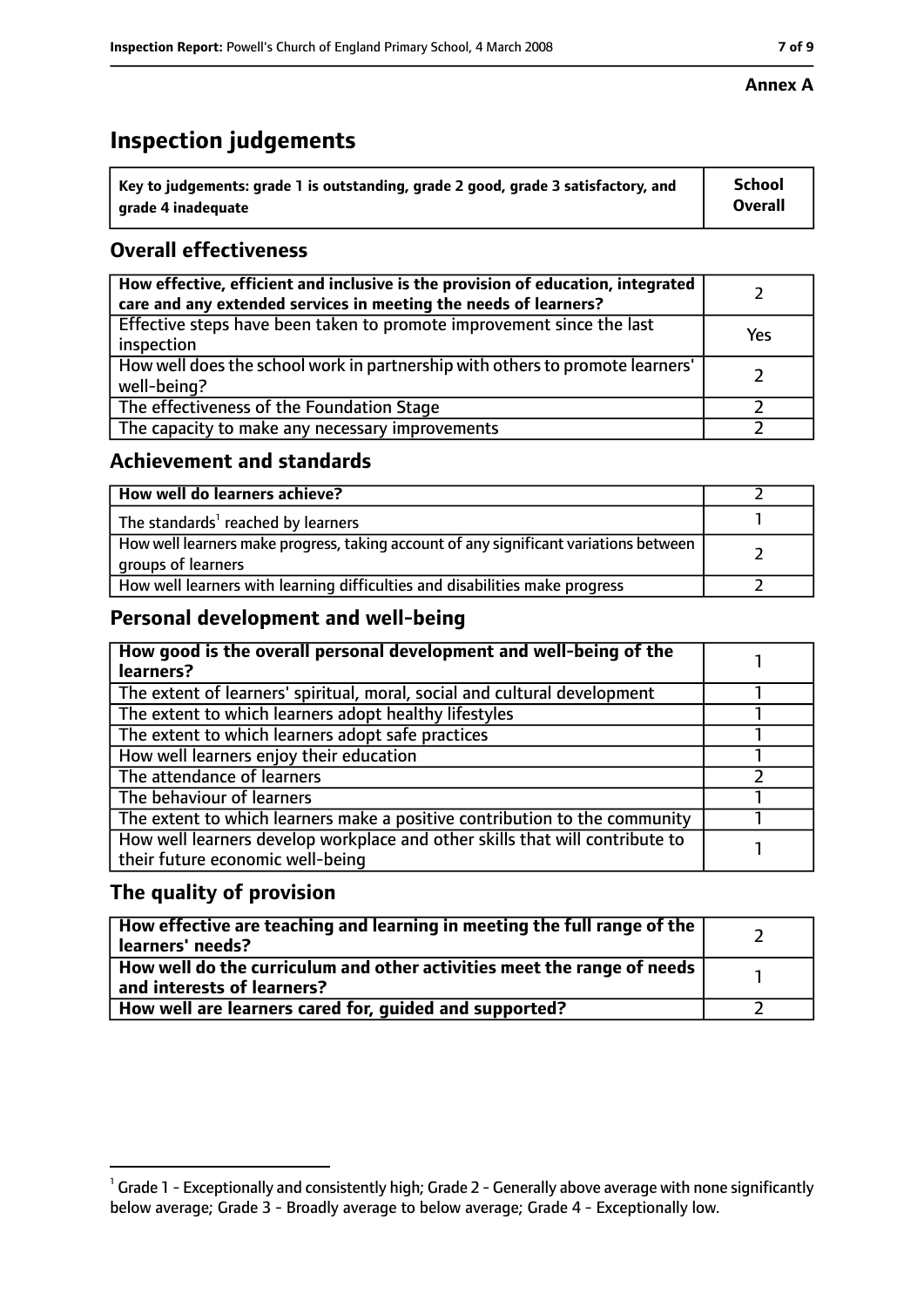**Annex A**

# Inspection judgements

| Key to judgements: grade 1 is outstanding, grade 2 good, grade 3 satisfactory, and grade 4 inadequate | School Overall |
|---|---|

## Overall effectiveness

| | |
|---|---|
| How effective, efficient and inclusive is the provision of education, integrated care and any extended services in meeting the needs of learners? | 2 |
| Effective steps have been taken to promote improvement since the last inspection | Yes |
| How well does the school work in partnership with others to promote learners' well-being? | 2 |
| The effectiveness of the Foundation Stage | 2 |
| The capacity to make any necessary improvements | 2 |

## Achievement and standards

| | |
|---|---|
| **How well do learners achieve?** | 2 |
| The standards[1] reached by learners | 1 |
| How well learners make progress, taking account of any significant variations between groups of learners | 2 |
| How well learners with learning difficulties and disabilities make progress | 2 |

## Personal development and well-being

| | |
|---|---|
| **How good is the overall personal development and well-being of the learners?** | 1 |
| The extent of learners' spiritual, moral, social and cultural development | 1 |
| The extent to which learners adopt healthy lifestyles | 1 |
| The extent to which learners adopt safe practices | 1 |
| How well learners enjoy their education | 1 |
| The attendance of learners | 2 |
| The behaviour of learners | 1 |
| The extent to which learners make a positive contribution to the community | 1 |
| How well learners develop workplace and other skills that will contribute to their future economic well-being | 1 |

## The quality of provision

| | |
|---|---|
| **How effective are teaching and learning in meeting the full range of the learners' needs?** | 2 |
| **How well do the curriculum and other activities meet the range of needs and interests of learners?** | 1 |
| **How well are learners cared for, guided and supported?** | 2 |

[1] Grade 1 - Exceptionally and consistently high; Grade 2 - Generally above average with none significantly below average; Grade 3 - Broadly average to below average; Grade 4 - Exceptionally low.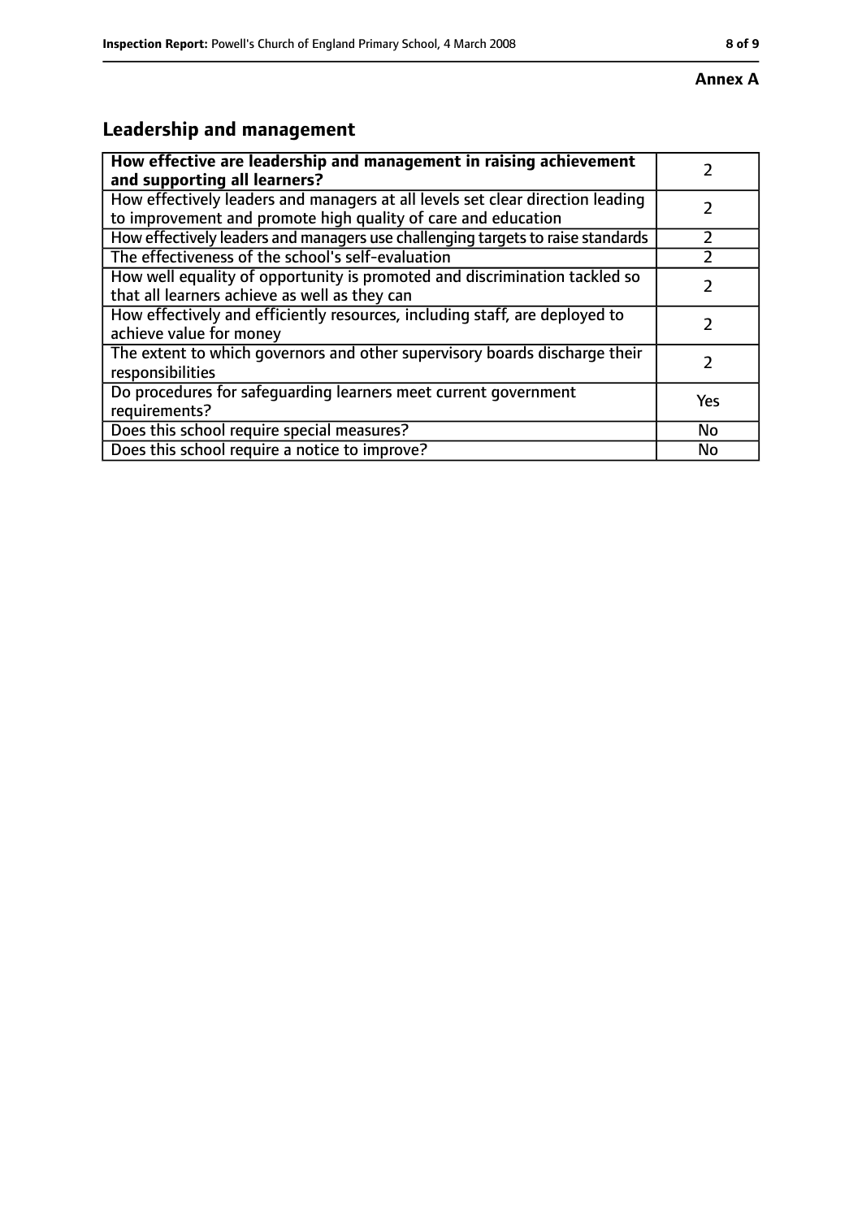**Annex A**

## Leadership and management

| **How effective are leadership and management in raising achievement and supporting all learners?** | 2 |
|---|---|
| How effectively leaders and managers at all levels set clear direction leading to improvement and promote high quality of care and education | 2 |
| How effectively leaders and managers use challenging targets to raise standards | 2 |
| The effectiveness of the school's self-evaluation | 2 |
| How well equality of opportunity is promoted and discrimination tackled so that all learners achieve as well as they can | 2 |
| How effectively and efficiently resources, including staff, are deployed to achieve value for money | 2 |
| The extent to which governors and other supervisory boards discharge their responsibilities | 2 |
| Do procedures for safeguarding learners meet current government requirements? | Yes |
| Does this school require special measures? | No |
| Does this school require a notice to improve? | No |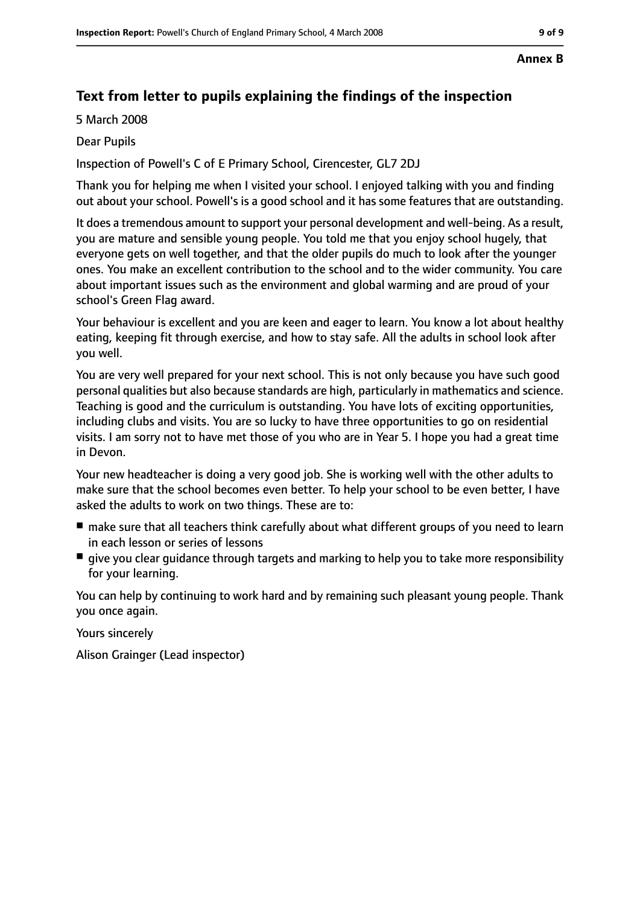**Annex B**

## Text from letter to pupils explaining the findings of the inspection

5 March 2008

Dear Pupils

Inspection of Powell's C of E Primary School, Cirencester, GL7 2DJ

Thank you for helping me when I visited your school. I enjoyed talking with you and finding out about your school. Powell's is a good school and it has some features that are outstanding.

It does a tremendous amount to support your personal development and well-being. As a result, you are mature and sensible young people. You told me that you enjoy school hugely, that everyone gets on well together, and that the older pupils do much to look after the younger ones. You make an excellent contribution to the school and to the wider community. You care about important issues such as the environment and global warming and are proud of your school's Green Flag award.

Your behaviour is excellent and you are keen and eager to learn. You know a lot about healthy eating, keeping fit through exercise, and how to stay safe. All the adults in school look after you well.

You are very well prepared for your next school. This is not only because you have such good personal qualities but also because standards are high, particularly in mathematics and science. Teaching is good and the curriculum is outstanding. You have lots of exciting opportunities, including clubs and visits. You are so lucky to have three opportunities to go on residential visits. I am sorry not to have met those of you who are in Year 5. I hope you had a great time in Devon.

Your new headteacher is doing a very good job. She is working well with the other adults to make sure that the school becomes even better. To help your school to be even better, I have asked the adults to work on two things. These are to:

- make sure that all teachers think carefully about what different groups of you need to learn in each lesson or series of lessons
- give you clear guidance through targets and marking to help you to take more responsibility for your learning.

You can help by continuing to work hard and by remaining such pleasant young people. Thank you once again.

Yours sincerely

Alison Grainger (Lead inspector)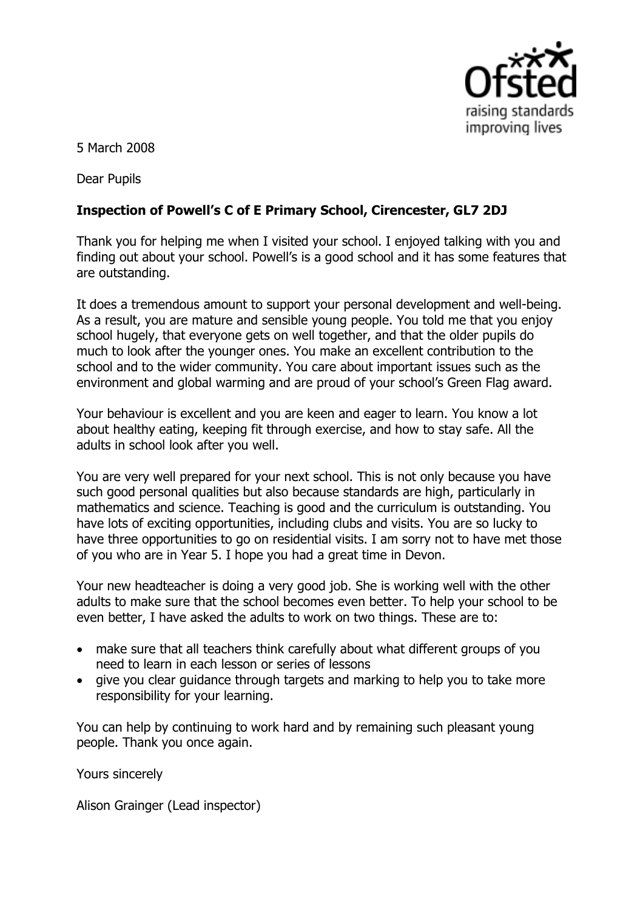5 March 2008

Dear Pupils

**Inspection of Powell's C of E Primary School, Cirencester, GL7 2DJ**

Thank you for helping me when I visited your school. I enjoyed talking with you and finding out about your school. Powell's is a good school and it has some features that are outstanding.

It does a tremendous amount to support your personal development and well-being. As a result, you are mature and sensible young people. You told me that you enjoy school hugely, that everyone gets on well together, and that the older pupils do much to look after the younger ones. You make an excellent contribution to the school and to the wider community. You care about important issues such as the environment and global warming and are proud of your school's Green Flag award.

Your behaviour is excellent and you are keen and eager to learn. You know a lot about healthy eating, keeping fit through exercise, and how to stay safe. All the adults in school look after you well.

You are very well prepared for your next school. This is not only because you have such good personal qualities but also because standards are high, particularly in mathematics and science. Teaching is good and the curriculum is outstanding. You have lots of exciting opportunities, including clubs and visits. You are so lucky to have three opportunities to go on residential visits. I am sorry not to have met those of you who are in Year 5. I hope you had a great time in Devon.

Your new headteacher is doing a very good job. She is working well with the other adults to make sure that the school becomes even better. To help your school to be even better, I have asked the adults to work on two things. These are to:

- make sure that all teachers think carefully about what different groups of you need to learn in each lesson or series of lessons
- give you clear guidance through targets and marking to help you to take more responsibility for your learning.

You can help by continuing to work hard and by remaining such pleasant young people. Thank you once again.

Yours sincerely

Alison Grainger (Lead inspector)